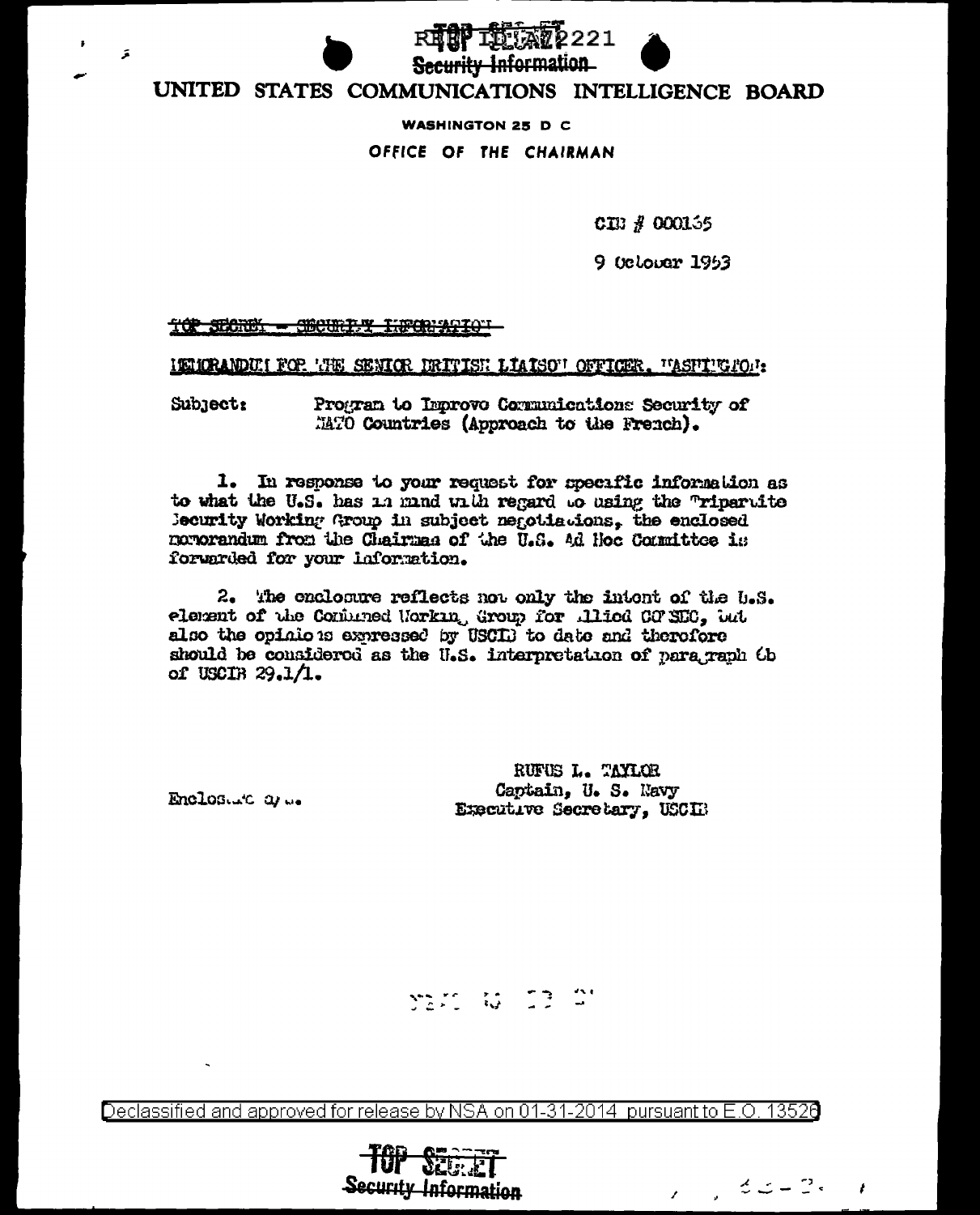REF ID:A2221

Security Information

# UNITED STATES COMMUNICATIONS INTELLIGENCE BOARD

WASHINGTON 25 D C

OFFICE OF THE CHAIRMAN

CIB # 000135

9 October 1953

TOP SECRET - SECURITY INFORMATION

MEMORANDUM FOR THE SENIOR BRITISH LIAISON OFFICER, WASHINGTON:

Subject: Program to Improve Communications Security of NATO Countries (Approach to the French).

1. In response to your request for specific information as to what the U.S. has in mind with regard to using the Tripartite Security Working Group in subject negotiations, the enclosed memorandum from the Chairman of the U.S. Ad Hoc Committee is forwarded for your information.

2. The enclosure reflects not only the intent of the U.S. element of the Combined Working Group for Allied COMSEC, but also the opinions expressed by USCIB to date and therefore should be considered as the U.S. interpretation of paragraph 6b of USCIB 29.1/1.

Enclosure a/s.

RUFUS L. TAYLOR
Captain, U. S. Navy
Executive Secretary, USCIB

Declassified and approved for release by NSA on 01-31-2014 pursuant to E.O. 13526

TOP SECRET
Security Information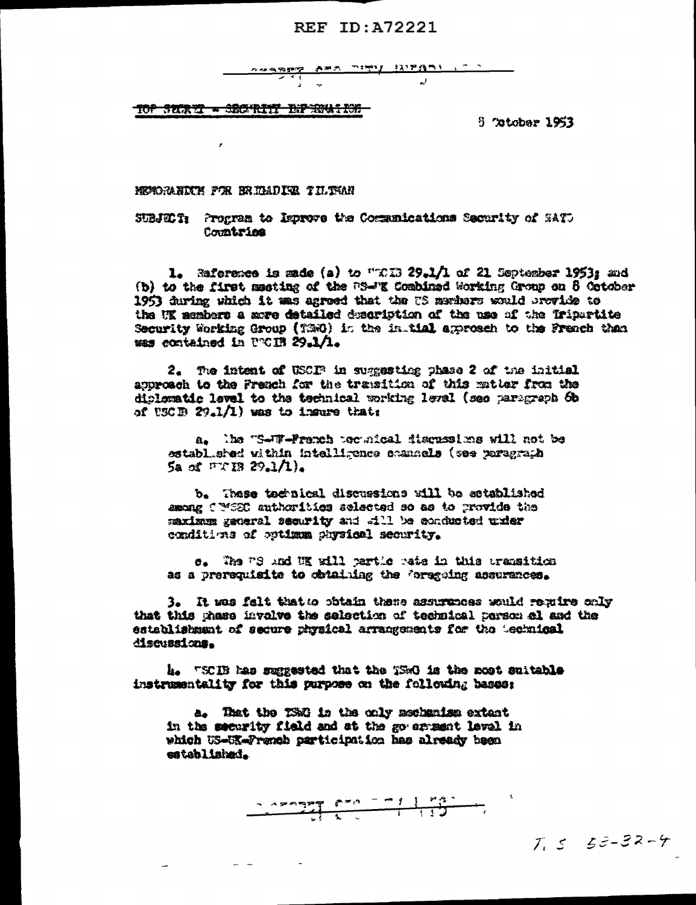REF ID:A72221

TOP SECRET - SECURITY INFORMATION

9 October 1953

MEMORANDUM FOR BRIGADIER TILTMAN

SUBJECT: Program to Improve the Communications Security of NATO Countries

1. Reference is made (a) to USCIB 29.1/1 of 21 September 1953; and (b) to the first meeting of the US-UK Combined Working Group on 8 October 1953 during which it was agreed that the US members would provide to the UK members a more detailed description of the use of the Tripartite Security Working Group (TSWG) in the initial approach to the French than was contained in USCIB 29.1/1.

2. The intent of USCIB in suggesting phase 2 of the initial approach to the French for the transition of this matter from the diplomatic level to the technical working level (see paragraph 6b of USCIB 29.1/1) was to insure that:

   a. The US-UK-French technical discussions will not be established within intelligence channels (see paragraph 5a of USCIB 29.1/1).

   b. These technical discussions will be established among COMSEC authorities selected so as to provide the maximum general security and will be conducted under conditions of optimum physical security.

   c. The US and UK will participate in this transition as a prerequisite to obtaining the foregoing assurances.

3. It was felt that to obtain these assurances would require only that this phase involve the selection of technical personnel and the establishment of secure physical arrangements for the technical discussions.

4. USCIB has suggested that the TSWG is the most suitable instrumentality for this purpose on the following bases:

   a. That the TSWG is the only mechanism extant in the security field and at the government level in which US-UK-French participation has already been established.

T. S. 53-32-4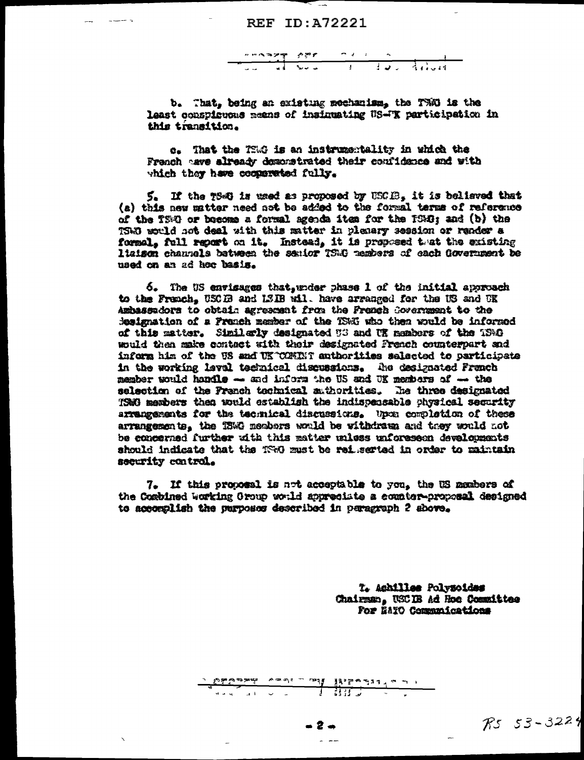b. That, being an existing mechanism, the TSWG is the least conspicuous means of insinuating US-UK participation in this transition.

c. That the TSWG is an instrumentality in which the French have already demonstrated their confidence and with which they have cooperated fully.

5. If the TSWG is used as proposed by USCIB, it is believed that (a) this new matter need not be added to the formal terms of reference of the TSWG or become a formal agenda item for the TSWG; and (b) the TSWG would not deal with this matter in plenary session or render a formal, full report on it. Instead, it is proposed that the existing liaison channels between the senior TSWG members of each Government be used on an ad hoc basis.

6. The US envisages that, under phase 1 of the initial approach to the French, USCIB and LSIB will have arranged for the US and UK Ambassadors to obtain agreement from the French Government to the designation of a French member of the TSWG who then would be informed of this matter. Similarly designated US and UK members of the TSWG would then make contact with their designated French counterpart and inform him of the US and UK COMINT authorities selected to participate in the working level technical discussions. The designated French member would handle — and inform the US and UK members of — the selection of the French technical authorities. The three designated TSWG members then would establish the indispensable physical security arrangements for the technical discussions. Upon completion of these arrangements, the TSWG members would be withdrawn and they would not be concerned further with this matter unless unforeseen developments should indicate that the TSWG must be reinserted in order to maintain security control.

7. If this proposal is not acceptable to you, the US members of the Combined Working Group would appreciate a counter-proposal designed to accomplish the purposes described in paragraph 2 above.

T. Achilles Polyzoides
Chairman, USCIB Ad Hoc Committee
For NATO Communications

RS 53-3224